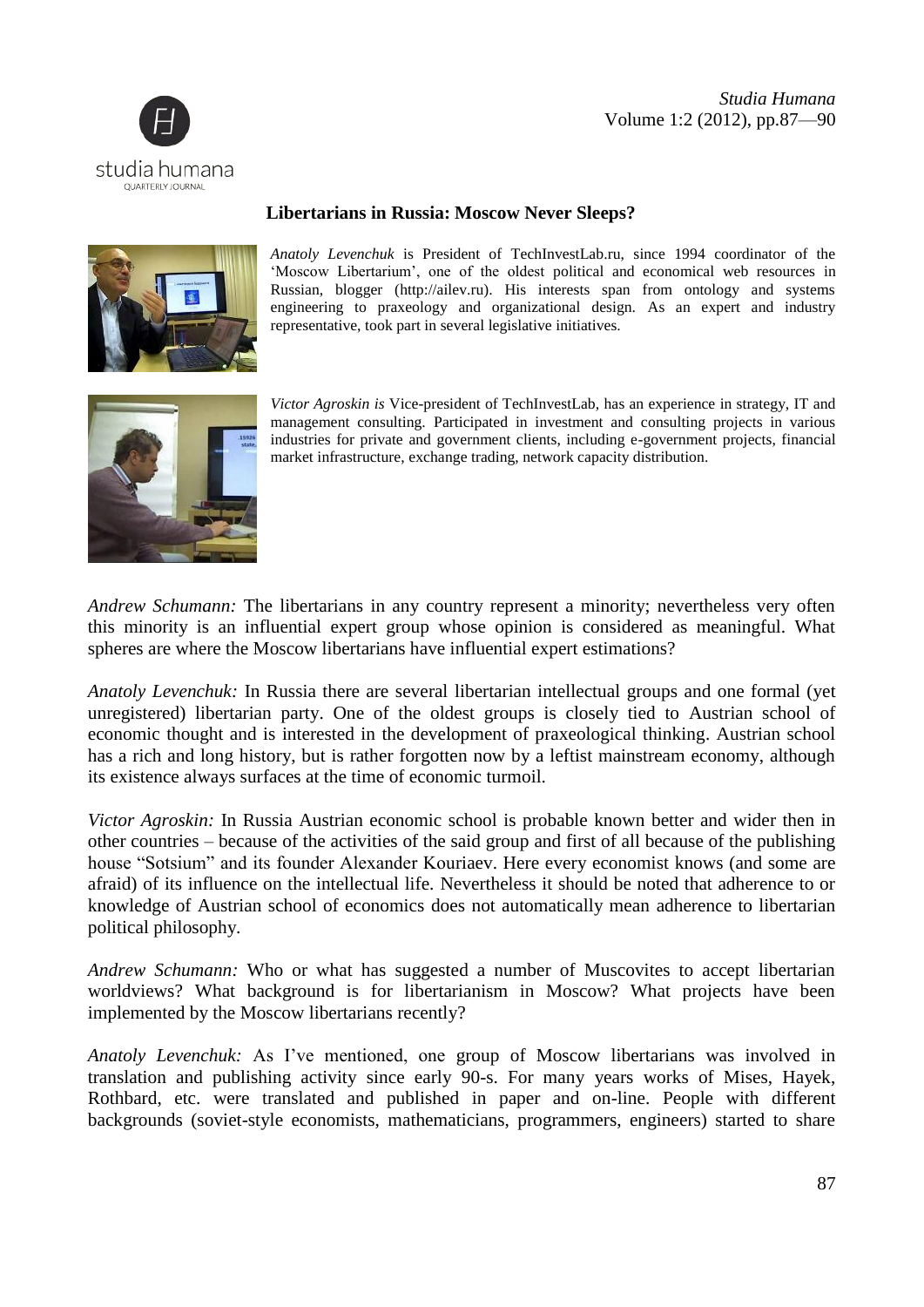# Libertarians in Russia: Moscow Never Sleeps?

*Anatoly Levenchuk* is President of TechInvestLab.ru, since 1994 coordinator of the 'Moscow Libertarium', one of the oldest political and economical web resources in Russian, blogger (http://ailev.ru). His interests span from ontology and systems engineering to praxeology and organizational design. As an expert and industry representative, took part in several legislative initiatives.

*Victor Agroskin is* Vice-president of TechInvestLab, has an experience in strategy, IT and management consulting. Participated in investment and consulting projects in various industries for private and government clients, including e-government projects, financial market infrastructure, exchange trading, network capacity distribution.

*Andrew Schumann:* The libertarians in any country represent a minority; nevertheless very often this minority is an influential expert group whose opinion is considered as meaningful. What spheres are where the Moscow libertarians have influential expert estimations?

*Anatoly Levenchuk:* In Russia there are several libertarian intellectual groups and one formal (yet unregistered) libertarian party. One of the oldest groups is closely tied to Austrian school of economic thought and is interested in the development of praxeological thinking. Austrian school has a rich and long history, but is rather forgotten now by a leftist mainstream economy, although its existence always surfaces at the time of economic turmoil.

*Victor Agroskin:* In Russia Austrian economic school is probable known better and wider then in other countries – because of the activities of the said group and first of all because of the publishing house "Sotsium" and its founder Alexander Kouriaev. Here every economist knows (and some are afraid) of its influence on the intellectual life. Nevertheless it should be noted that adherence to or knowledge of Austrian school of economics does not automatically mean adherence to libertarian political philosophy.

*Andrew Schumann:* Who or what has suggested a number of Muscovites to accept libertarian worldviews? What background is for libertarianism in Moscow? What projects have been implemented by the Moscow libertarians recently?

*Anatoly Levenchuk:* As I've mentioned, one group of Moscow libertarians was involved in translation and publishing activity since early 90-s. For many years works of Mises, Hayek, Rothbard, etc. were translated and published in paper and on-line. People with different backgrounds (soviet-style economists, mathematicians, programmers, engineers) started to share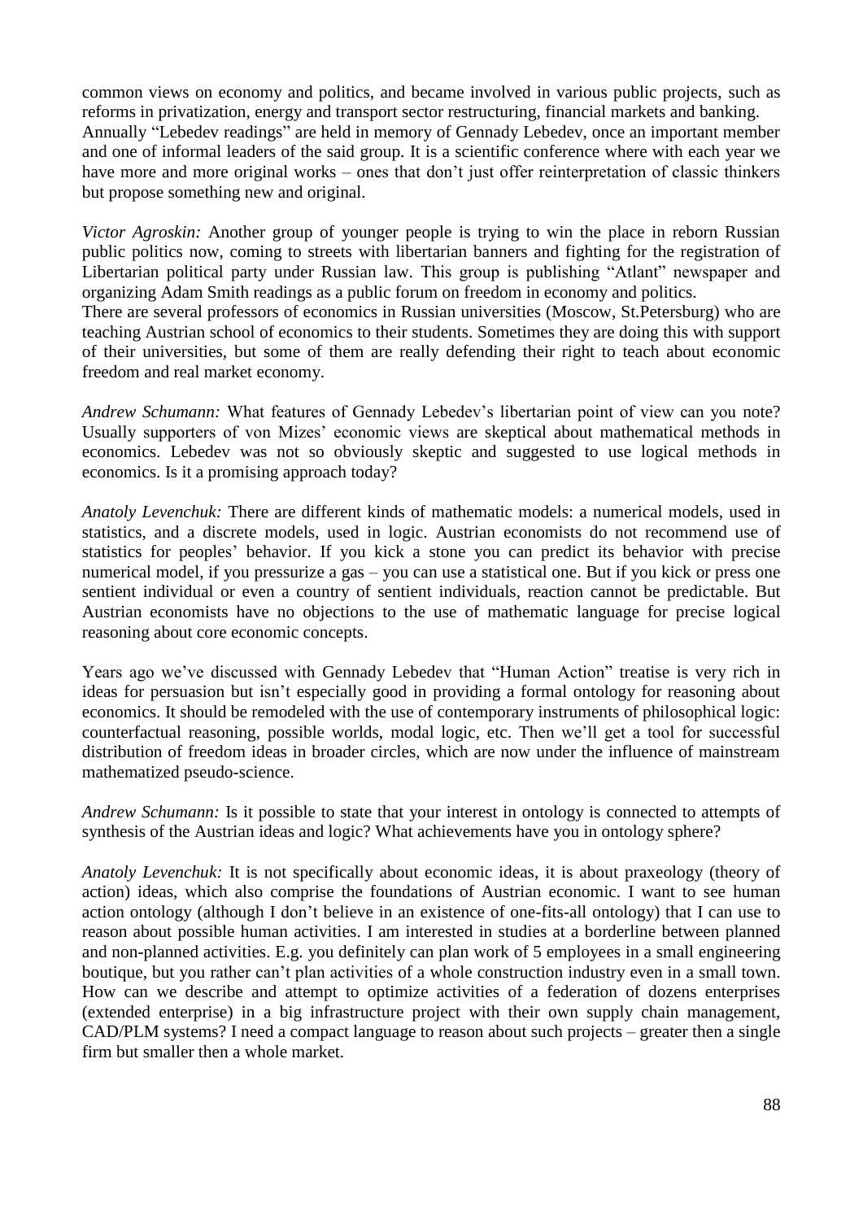common views on economy and politics, and became involved in various public projects, such as reforms in privatization, energy and transport sector restructuring, financial markets and banking. Annually "Lebedev readings" are held in memory of Gennady Lebedev, once an important member and one of informal leaders of the said group. It is a scientific conference where with each year we have more and more original works – ones that don't just offer reinterpretation of classic thinkers but propose something new and original.

*Victor Agroskin:* Another group of younger people is trying to win the place in reborn Russian public politics now, coming to streets with libertarian banners and fighting for the registration of Libertarian political party under Russian law. This group is publishing "Atlant" newspaper and organizing Adam Smith readings as a public forum on freedom in economy and politics.
There are several professors of economics in Russian universities (Moscow, St.Petersburg) who are teaching Austrian school of economics to their students. Sometimes they are doing this with support of their universities, but some of them are really defending their right to teach about economic freedom and real market economy.

*Andrew Schumann:* What features of Gennady Lebedev's libertarian point of view can you note? Usually supporters of von Mizes' economic views are skeptical about mathematical methods in economics. Lebedev was not so obviously skeptic and suggested to use logical methods in economics. Is it a promising approach today?

*Anatoly Levenchuk:* There are different kinds of mathematic models: a numerical models, used in statistics, and a discrete models, used in logic. Austrian economists do not recommend use of statistics for peoples' behavior. If you kick a stone you can predict its behavior with precise numerical model, if you pressurize a gas – you can use a statistical one. But if you kick or press one sentient individual or even a country of sentient individuals, reaction cannot be predictable. But Austrian economists have no objections to the use of mathematic language for precise logical reasoning about core economic concepts.

Years ago we've discussed with Gennady Lebedev that "Human Action" treatise is very rich in ideas for persuasion but isn't especially good in providing a formal ontology for reasoning about economics. It should be remodeled with the use of contemporary instruments of philosophical logic: counterfactual reasoning, possible worlds, modal logic, etc. Then we'll get a tool for successful distribution of freedom ideas in broader circles, which are now under the influence of mainstream mathematized pseudo-science.

*Andrew Schumann:* Is it possible to state that your interest in ontology is connected to attempts of synthesis of the Austrian ideas and logic? What achievements have you in ontology sphere?

*Anatoly Levenchuk:* It is not specifically about economic ideas, it is about praxeology (theory of action) ideas, which also comprise the foundations of Austrian economic. I want to see human action ontology (although I don't believe in an existence of one-fits-all ontology) that I can use to reason about possible human activities. I am interested in studies at a borderline between planned and non-planned activities. E.g. you definitely can plan work of 5 employees in a small engineering boutique, but you rather can't plan activities of a whole construction industry even in a small town. How can we describe and attempt to optimize activities of a federation of dozens enterprises (extended enterprise) in a big infrastructure project with their own supply chain management, CAD/PLM systems? I need a compact language to reason about such projects – greater then a single firm but smaller then a whole market.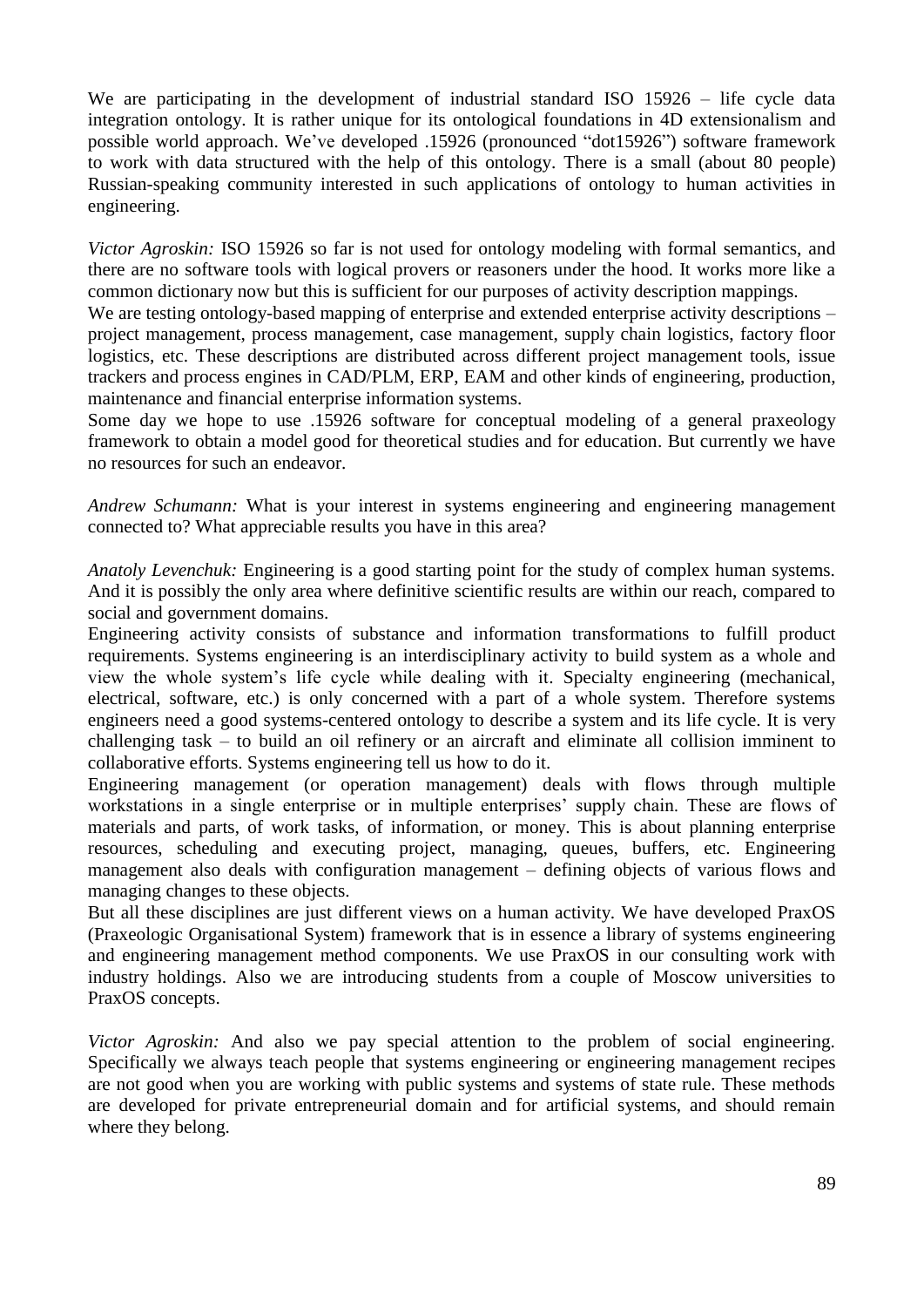We are participating in the development of industrial standard ISO 15926 – life cycle data integration ontology. It is rather unique for its ontological foundations in 4D extensionalism and possible world approach. We've developed .15926 (pronounced "dot15926") software framework to work with data structured with the help of this ontology. There is a small (about 80 people) Russian-speaking community interested in such applications of ontology to human activities in engineering.

*Victor Agroskin:* ISO 15926 so far is not used for ontology modeling with formal semantics, and there are no software tools with logical provers or reasoners under the hood. It works more like a common dictionary now but this is sufficient for our purposes of activity description mappings.

We are testing ontology-based mapping of enterprise and extended enterprise activity descriptions – project management, process management, case management, supply chain logistics, factory floor logistics, etc. These descriptions are distributed across different project management tools, issue trackers and process engines in CAD/PLM, ERP, EAM and other kinds of engineering, production, maintenance and financial enterprise information systems.

Some day we hope to use .15926 software for conceptual modeling of a general praxeology framework to obtain a model good for theoretical studies and for education. But currently we have no resources for such an endeavor.

*Andrew Schumann:* What is your interest in systems engineering and engineering management connected to? What appreciable results you have in this area?

*Anatoly Levenchuk:* Engineering is a good starting point for the study of complex human systems. And it is possibly the only area where definitive scientific results are within our reach, compared to social and government domains.

Engineering activity consists of substance and information transformations to fulfill product requirements. Systems engineering is an interdisciplinary activity to build system as a whole and view the whole system's life cycle while dealing with it. Specialty engineering (mechanical, electrical, software, etc.) is only concerned with a part of a whole system. Therefore systems engineers need a good systems-centered ontology to describe a system and its life cycle. It is very challenging task – to build an oil refinery or an aircraft and eliminate all collision imminent to collaborative efforts. Systems engineering tell us how to do it.

Engineering management (or operation management) deals with flows through multiple workstations in a single enterprise or in multiple enterprises' supply chain. These are flows of materials and parts, of work tasks, of information, or money. This is about planning enterprise resources, scheduling and executing project, managing, queues, buffers, etc. Engineering management also deals with configuration management – defining objects of various flows and managing changes to these objects.

But all these disciplines are just different views on a human activity. We have developed PraxOS (Praxeologic Organisational System) framework that is in essence a library of systems engineering and engineering management method components. We use PraxOS in our consulting work with industry holdings. Also we are introducing students from a couple of Moscow universities to PraxOS concepts.

*Victor Agroskin:* And also we pay special attention to the problem of social engineering. Specifically we always teach people that systems engineering or engineering management recipes are not good when you are working with public systems and systems of state rule. These methods are developed for private entrepreneurial domain and for artificial systems, and should remain where they belong.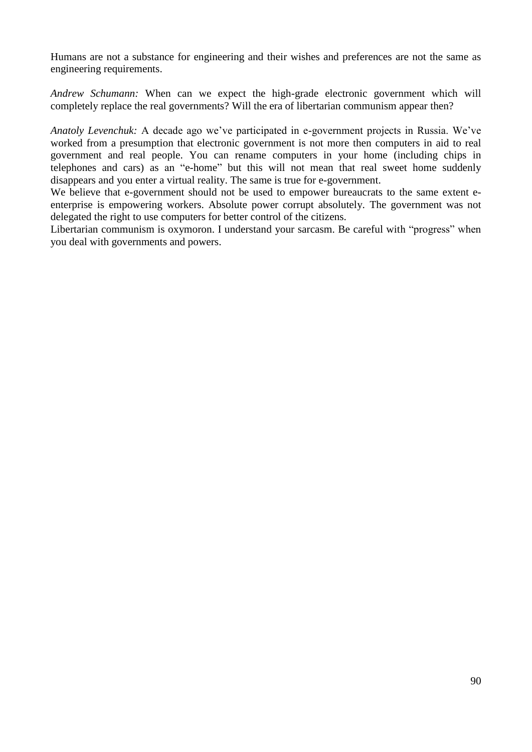Humans are not a substance for engineering and their wishes and preferences are not the same as engineering requirements.

*Andrew Schumann:* When can we expect the high-grade electronic government which will completely replace the real governments? Will the era of libertarian communism appear then?

*Anatoly Levenchuk:* A decade ago we've participated in e-government projects in Russia. We've worked from a presumption that electronic government is not more then computers in aid to real government and real people. You can rename computers in your home (including chips in telephones and cars) as an "e-home" but this will not mean that real sweet home suddenly disappears and you enter a virtual reality. The same is true for e-government.

We believe that e-government should not be used to empower bureaucrats to the same extent e-enterprise is empowering workers. Absolute power corrupt absolutely. The government was not delegated the right to use computers for better control of the citizens.

Libertarian communism is oxymoron. I understand your sarcasm. Be careful with "progress" when you deal with governments and powers.